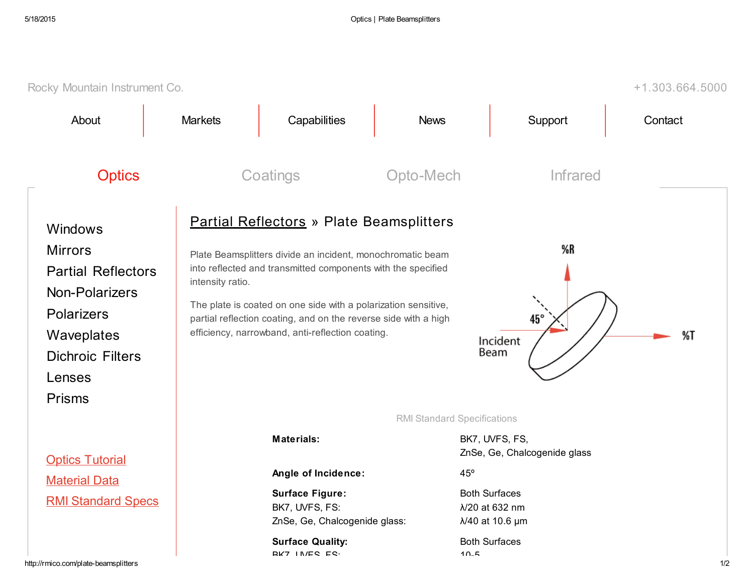Rocky Mountain Instrument Co.                                                                                    +1.303.664.5000

About | Markets | Capabilities | News | Support | Contact

Optics | Coatings | Opto-Mech | Infrared

- Windows
- Mirrors
- Partial Reflectors
- Non-Polarizers
- Polarizers
- Waveplates
- Dichroic Filters
- Lenses
- Prisms

Optics Tutorial
Material Data
RMI Standard Specs

# Partial Reflectors » Plate Beamsplitters

Plate Beamsplitters divide an incident, monochromatic beam into reflected and transmitted components with the specified intensity ratio.

The plate is coated on one side with a polarization sensitive, partial reflection coating, and on the reverse side with a high efficiency, narrowband, anti-reflection coating.

%R

45°

Incident Beam

%T

RMI Standard Specifications

| | |
|---|---|
| **Materials:** | BK7, UVFS, FS, ZnSe, Ge, Chalcogenide glass |
| **Angle of Incidence:** | 45º |
| **Surface Figure:** | Both Surfaces |
| BK7, UVFS, FS: | λ/20 at 632 nm |
| ZnSe, Ge, Chalcogenide glass: | λ/40 at 10.6 µm |
| **Surface Quality:** | Both Surfaces |
| BK7, UVFS, FS: | 10-5 |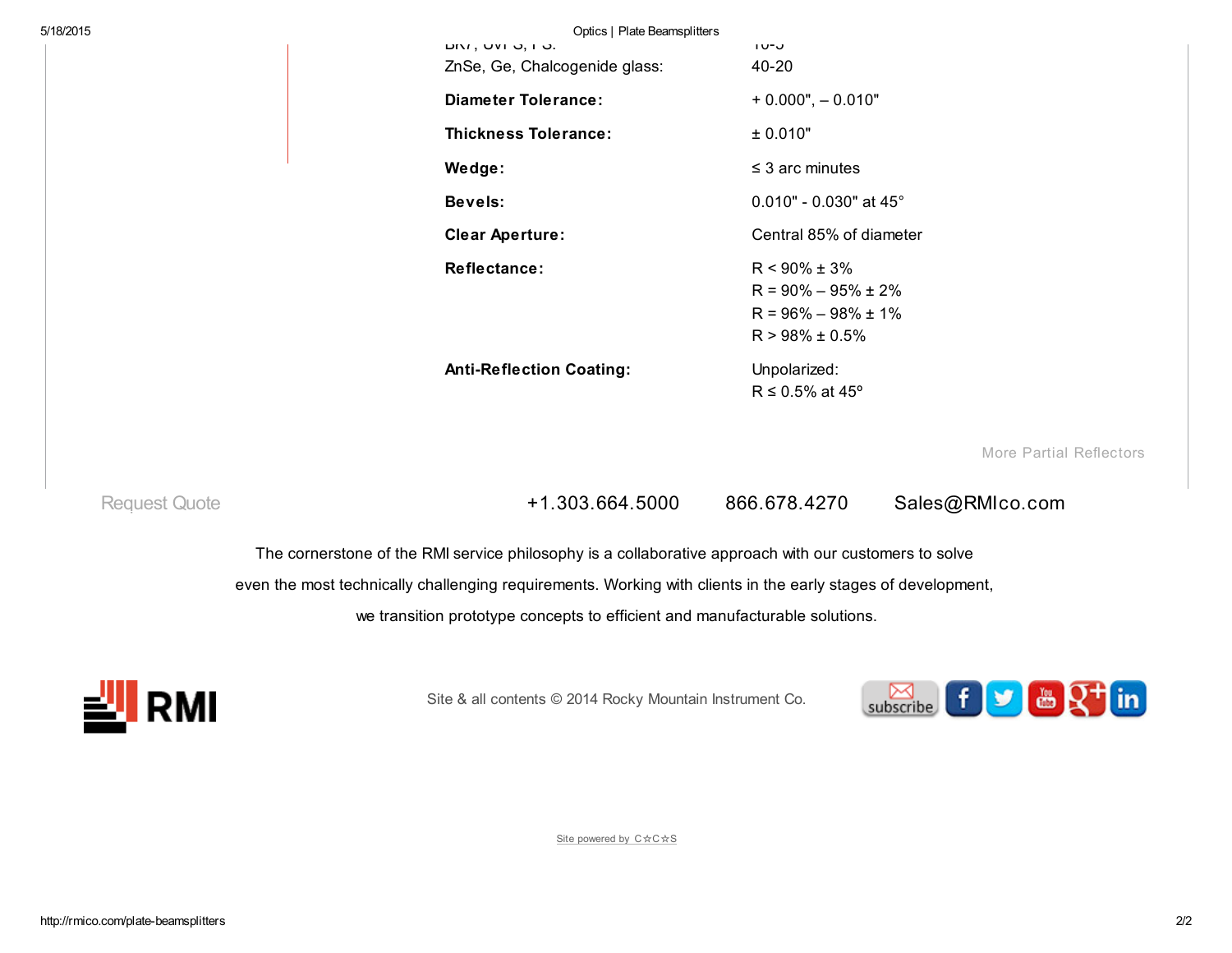| | |
|---|---|
| BK7, UVFS, FS: | 10-5 |
| ZnSe, Ge, Chalcogenide glass: | 40-20 |
| **Diameter Tolerance:** | + 0.000", – 0.010" |
| **Thickness Tolerance:** | ± 0.010" |
| **Wedge:** | ≤ 3 arc minutes |
| **Bevels:** | 0.010" - 0.030" at 45° |
| **Clear Aperture:** | Central 85% of diameter |
| **Reflectance:** | R < 90% ± 3%<br>R = 90% – 95% ± 2%<br>R = 96% – 98% ± 1%<br>R > 98% ± 0.5% |
| **Anti-Reflection Coating:** | Unpolarized:<br>R ≤ 0.5% at 45º |

More Partial Reflectors

Request Quote +1.303.664.5000 866.678.4270 Sales@RMIco.com

The cornerstone of the RMI service philosophy is a collaborative approach with our customers to solve even the most technically challenging requirements. Working with clients in the early stages of development, we transition prototype concepts to efficient and manufacturable solutions.

RMI

Site & all contents © 2014 Rocky Mountain Instrument Co.

subscribe

Site powered by C☆C☆S